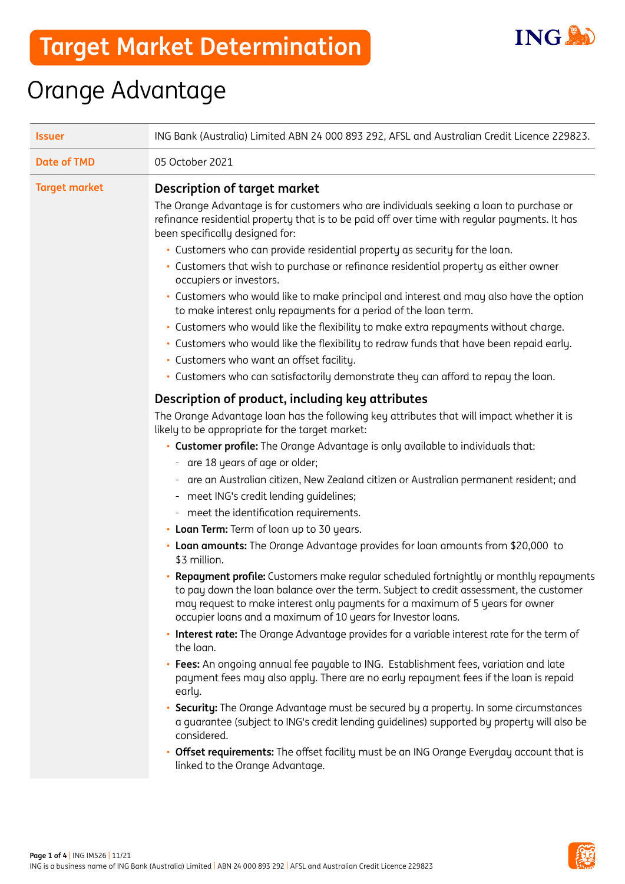# Target Market Determination

# Orange Advantage

| | |
|---|---|
| **Issuer** | ING Bank (Australia) Limited ABN 24 000 893 292, AFSL and Australian Credit Licence 229823. |
| **Date of TMD** | 05 October 2021 |

**Target market**

## Description of target market

The Orange Advantage is for customers who are individuals seeking a loan to purchase or refinance residential property that is to be paid off over time with regular payments. It has been specifically designed for:

- Customers who can provide residential property as security for the loan.
- Customers that wish to purchase or refinance residential property as either owner occupiers or investors.
- Customers who would like to make principal and interest and may also have the option to make interest only repayments for a period of the loan term.
- Customers who would like the flexibility to make extra repayments without charge.
- Customers who would like the flexibility to redraw funds that have been repaid early.
- Customers who want an offset facility.
- Customers who can satisfactorily demonstrate they can afford to repay the loan.

## Description of product, including key attributes

The Orange Advantage loan has the following key attributes that will impact whether it is likely to be appropriate for the target market:

- **Customer profile:** The Orange Advantage is only available to individuals that:
  - are 18 years of age or older;
  - are an Australian citizen, New Zealand citizen or Australian permanent resident; and
  - meet ING's credit lending guidelines;
  - meet the identification requirements.
- **Loan Term:** Term of loan up to 30 years.
- **Loan amounts:** The Orange Advantage provides for loan amounts from $20,000 to $3 million.
- **Repayment profile:** Customers make regular scheduled fortnightly or monthly repayments to pay down the loan balance over the term. Subject to credit assessment, the customer may request to make interest only payments for a maximum of 5 years for owner occupier loans and a maximum of 10 years for Investor loans.
- **Interest rate:** The Orange Advantage provides for a variable interest rate for the term of the loan.
- **Fees:** An ongoing annual fee payable to ING. Establishment fees, variation and late payment fees may also apply. There are no early repayment fees if the loan is repaid early.
- **Security:** The Orange Advantage must be secured by a property. In some circumstances a guarantee (subject to ING's credit lending guidelines) supported by property will also be considered.
- **Offset requirements:** The offset facility must be an ING Orange Everyday account that is linked to the Orange Advantage.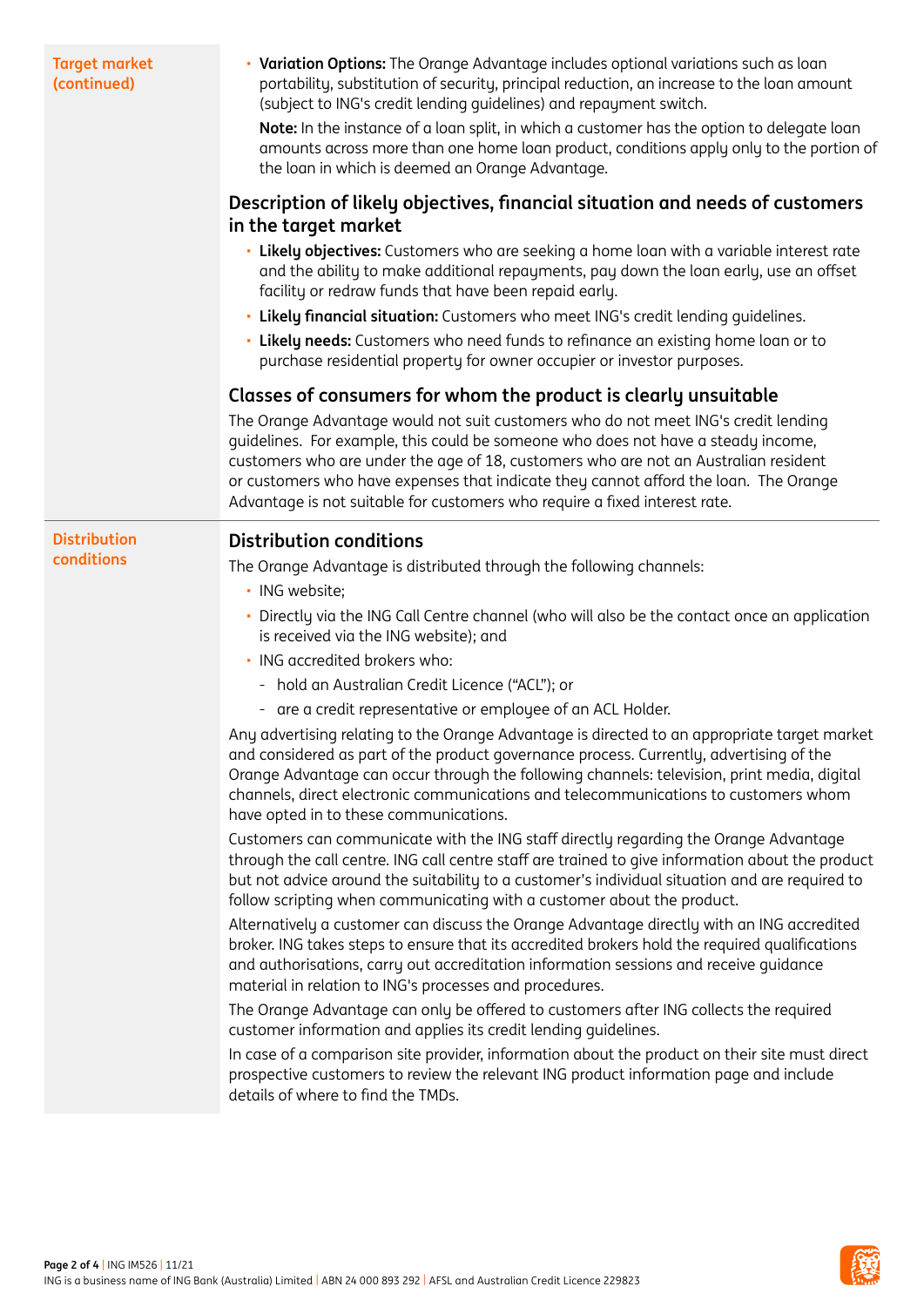**Target market (continued)**

- **Variation Options:** The Orange Advantage includes optional variations such as loan portability, substitution of security, principal reduction, an increase to the loan amount (subject to ING's credit lending guidelines) and repayment switch.

  **Note:** In the instance of a loan split, in which a customer has the option to delegate loan amounts across more than one home loan product, conditions apply only to the portion of the loan in which is deemed an Orange Advantage.

## Description of likely objectives, financial situation and needs of customers in the target market

- **Likely objectives:** Customers who are seeking a home loan with a variable interest rate and the ability to make additional repayments, pay down the loan early, use an offset facility or redraw funds that have been repaid early.
- **Likely financial situation:** Customers who meet ING's credit lending guidelines.
- **Likely needs:** Customers who need funds to refinance an existing home loan or to purchase residential property for owner occupier or investor purposes.

## Classes of consumers for whom the product is clearly unsuitable

The Orange Advantage would not suit customers who do not meet ING's credit lending guidelines. For example, this could be someone who does not have a steady income, customers who are under the age of 18, customers who are not an Australian resident or customers who have expenses that indicate they cannot afford the loan. The Orange Advantage is not suitable for customers who require a fixed interest rate.

**Distribution conditions**

## Distribution conditions

The Orange Advantage is distributed through the following channels:

- ING website;
- Directly via the ING Call Centre channel (who will also be the contact once an application is received via the ING website); and
- ING accredited brokers who:
  - hold an Australian Credit Licence ("ACL"); or
  - are a credit representative or employee of an ACL Holder.

Any advertising relating to the Orange Advantage is directed to an appropriate target market and considered as part of the product governance process. Currently, advertising of the Orange Advantage can occur through the following channels: television, print media, digital channels, direct electronic communications and telecommunications to customers whom have opted in to these communications.

Customers can communicate with the ING staff directly regarding the Orange Advantage through the call centre. ING call centre staff are trained to give information about the product but not advice around the suitability to a customer's individual situation and are required to follow scripting when communicating with a customer about the product.

Alternatively a customer can discuss the Orange Advantage directly with an ING accredited broker. ING takes steps to ensure that its accredited brokers hold the required qualifications and authorisations, carry out accreditation information sessions and receive guidance material in relation to ING's processes and procedures.

The Orange Advantage can only be offered to customers after ING collects the required customer information and applies its credit lending guidelines.

In case of a comparison site provider, information about the product on their site must direct prospective customers to review the relevant ING product information page and include details of where to find the TMDs.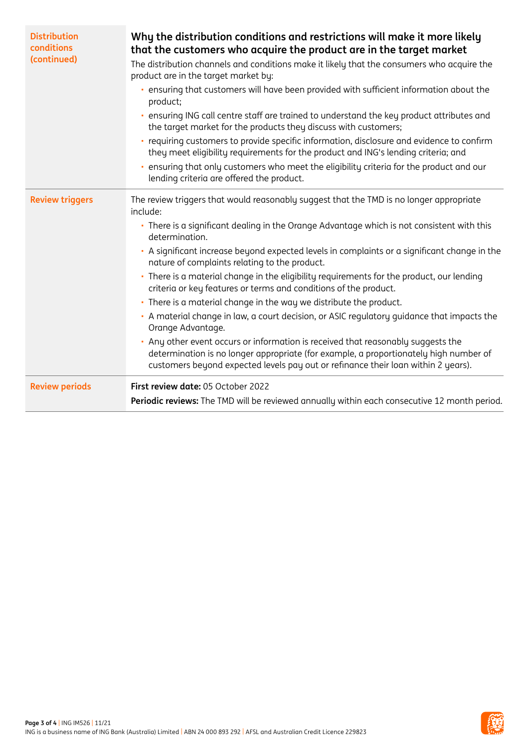| | |
|---|---|
| **Distribution conditions (continued)** | **Why the distribution conditions and restrictions will make it more likely that the customers who acquire the product are in the target market**<br>The distribution channels and conditions make it likely that the consumers who acquire the product are in the target market by:<br>• ensuring that customers will have been provided with sufficient information about the product;<br>• ensuring ING call centre staff are trained to understand the key product attributes and the target market for the products they discuss with customers;<br>• requiring customers to provide specific information, disclosure and evidence to confirm they meet eligibility requirements for the product and ING's lending criteria; and<br>• ensuring that only customers who meet the eligibility criteria for the product and our lending criteria are offered the product. |
| **Review triggers** | The review triggers that would reasonably suggest that the TMD is no longer appropriate include:<br>• There is a significant dealing in the Orange Advantage which is not consistent with this determination.<br>• A significant increase beyond expected levels in complaints or a significant change in the nature of complaints relating to the product.<br>• There is a material change in the eligibility requirements for the product, our lending criteria or key features or terms and conditions of the product.<br>• There is a material change in the way we distribute the product.<br>• A material change in law, a court decision, or ASIC regulatory guidance that impacts the Orange Advantage.<br>• Any other event occurs or information is received that reasonably suggests the determination is no longer appropriate (for example, a proportionately high number of customers beyond expected levels pay out or refinance their loan within 2 years). |
| **Review periods** | **First review date:** 05 October 2022<br>**Periodic reviews:** The TMD will be reviewed annually within each consecutive 12 month period. |

ING IM526 | 11/21
ING is a business name of ING Bank (Australia) Limited | ABN 24 000 893 292 | AFSL and Australian Credit Licence 229823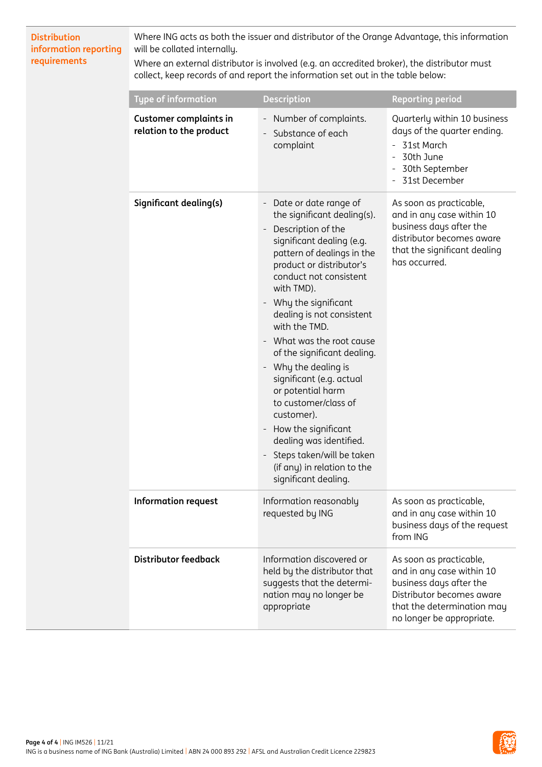### Distribution information reporting requirements

Where ING acts as both the issuer and distributor of the Orange Advantage, this information will be collated internally.

Where an external distributor is involved (e.g. an accredited broker), the distributor must collect, keep records of and report the information set out in the table below:

| Type of information | Description | Reporting period |
|---|---|---|
| **Customer complaints in relation to the product** | - Number of complaints.<br>- Substance of each complaint | Quarterly within 10 business days of the quarter ending.<br>- 31st March<br>- 30th June<br>- 30th September<br>- 31st December |
| **Significant dealing(s)** | - Date or date range of the significant dealing(s).<br>- Description of the significant dealing (e.g. pattern of dealings in the product or distributor's conduct not consistent with TMD).<br>- Why the significant dealing is not consistent with the TMD.<br>- What was the root cause of the significant dealing.<br>- Why the dealing is significant (e.g. actual or potential harm to customer/class of customer).<br>- How the significant dealing was identified.<br>- Steps taken/will be taken (if any) in relation to the significant dealing. | As soon as practicable, and in any case within 10 business days after the distributor becomes aware that the significant dealing has occurred. |
| **Information request** | Information reasonably requested by ING | As soon as practicable, and in any case within 10 business days of the request from ING |
| **Distributor feedback** | Information discovered or held by the distributor that suggests that the determination may no longer be appropriate | As soon as practicable, and in any case within 10 business days after the Distributor becomes aware that the determination may no longer be appropriate. |

ING IM526 | 11/21
ING is a business name of ING Bank (Australia) Limited | ABN 24 000 893 292 | AFSL and Australian Credit Licence 229823